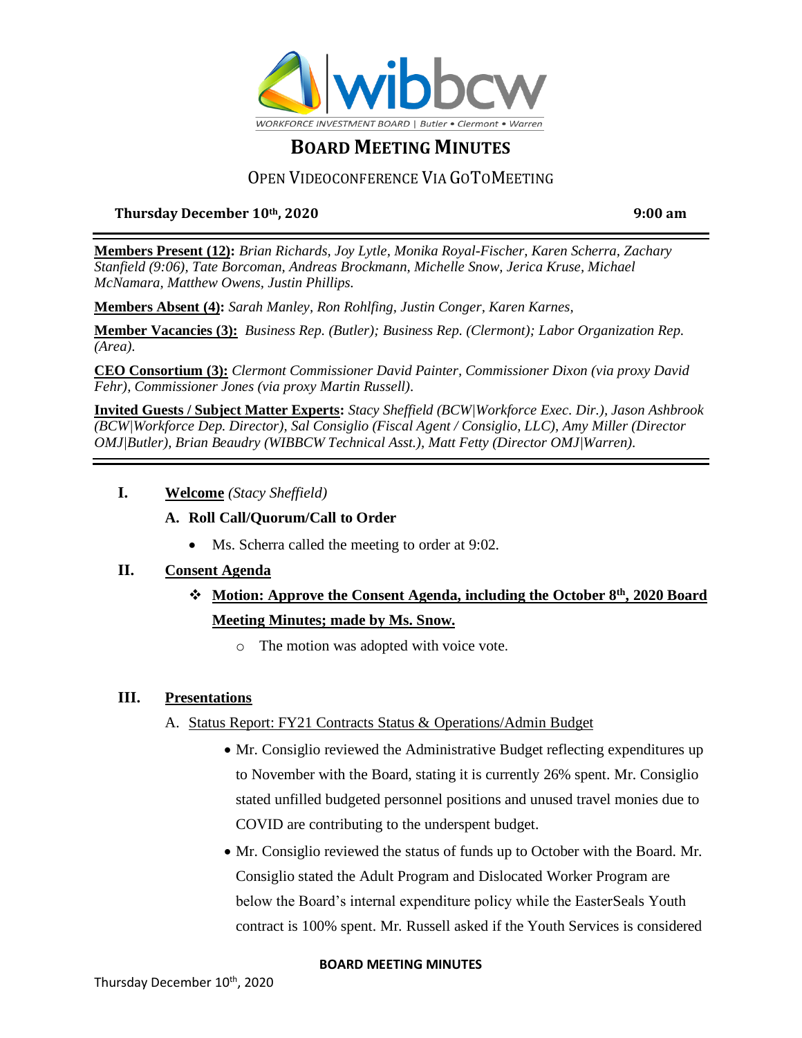WORKFORCE INVESTMENT BOARD | Butler • Clermont • Warren

# BOARD MEETING MINUTES

## OPEN VIDEOCONFERENCE VIA GOTOMEETING

**Thursday December 10th, 2020** **9:00 am**

---

**Members Present (12):** *Brian Richards, Joy Lytle, Monika Royal-Fischer, Karen Scherra, Zachary Stanfield (9:06), Tate Borcoman, Andreas Brockmann, Michelle Snow, Jerica Kruse, Michael McNamara, Matthew Owens, Justin Phillips.*

**Members Absent (4):** *Sarah Manley, Ron Rohlfing, Justin Conger, Karen Karnes,*

**Member Vacancies (3):** *Business Rep. (Butler); Business Rep. (Clermont); Labor Organization Rep. (Area).*

**CEO Consortium (3):** *Clermont Commissioner David Painter, Commissioner Dixon (via proxy David Fehr), Commissioner Jones (via proxy Martin Russell).*

**Invited Guests / Subject Matter Experts:** *Stacy Sheffield (BCW|Workforce Exec. Dir.), Jason Ashbrook (BCW|Workforce Dep. Director), Sal Consiglio (Fiscal Agent / Consiglio, LLC), Amy Miller (Director OMJ|Butler), Brian Beaudry (WIBBCW Technical Asst.), Matt Fetty (Director OMJ|Warren).*

---

### I. Welcome *(Stacy Sheffield)*

**A. Roll Call/Quorum/Call to Order**

- Ms. Scherra called the meeting to order at 9:02.

### II. Consent Agenda

- **Motion: Approve the Consent Agenda, including the October 8th, 2020 Board Meeting Minutes; made by Ms. Snow.**
  - The motion was adopted with voice vote.

### III. Presentations

A. Status Report: FY21 Contracts Status & Operations/Admin Budget

- Mr. Consiglio reviewed the Administrative Budget reflecting expenditures up to November with the Board, stating it is currently 26% spent. Mr. Consiglio stated unfilled budgeted personnel positions and unused travel monies due to COVID are contributing to the underspent budget.
- Mr. Consiglio reviewed the status of funds up to October with the Board. Mr. Consiglio stated the Adult Program and Dislocated Worker Program are below the Board's internal expenditure policy while the EasterSeals Youth contract is 100% spent. Mr. Russell asked if the Youth Services is considered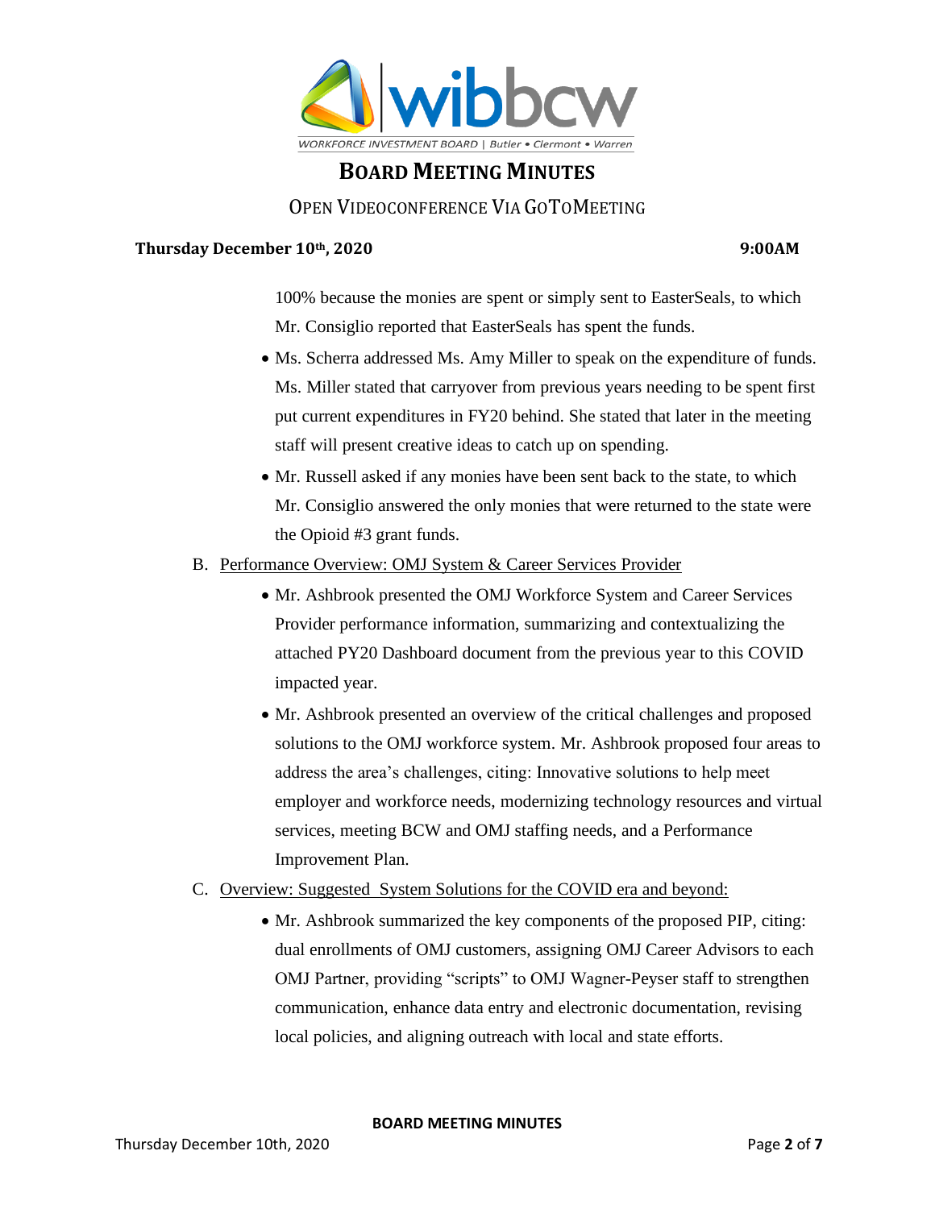# BOARD MEETING MINUTES

OPEN VIDEOCONFERENCE VIA GOTOMEETING

**Thursday December 10th, 2020** **9:00AM**

100% because the monies are spent or simply sent to EasterSeals, to which Mr. Consiglio reported that EasterSeals has spent the funds.

- Ms. Scherra addressed Ms. Amy Miller to speak on the expenditure of funds. Ms. Miller stated that carryover from previous years needing to be spent first put current expenditures in FY20 behind. She stated that later in the meeting staff will present creative ideas to catch up on spending.
- Mr. Russell asked if any monies have been sent back to the state, to which Mr. Consiglio answered the only monies that were returned to the state were the Opioid #3 grant funds.

B. Performance Overview: OMJ System & Career Services Provider

- Mr. Ashbrook presented the OMJ Workforce System and Career Services Provider performance information, summarizing and contextualizing the attached PY20 Dashboard document from the previous year to this COVID impacted year.
- Mr. Ashbrook presented an overview of the critical challenges and proposed solutions to the OMJ workforce system. Mr. Ashbrook proposed four areas to address the area's challenges, citing: Innovative solutions to help meet employer and workforce needs, modernizing technology resources and virtual services, meeting BCW and OMJ staffing needs, and a Performance Improvement Plan.

C. Overview: Suggested System Solutions for the COVID era and beyond:

- Mr. Ashbrook summarized the key components of the proposed PIP, citing: dual enrollments of OMJ customers, assigning OMJ Career Advisors to each OMJ Partner, providing "scripts" to OMJ Wagner-Peyser staff to strengthen communication, enhance data entry and electronic documentation, revising local policies, and aligning outreach with local and state efforts.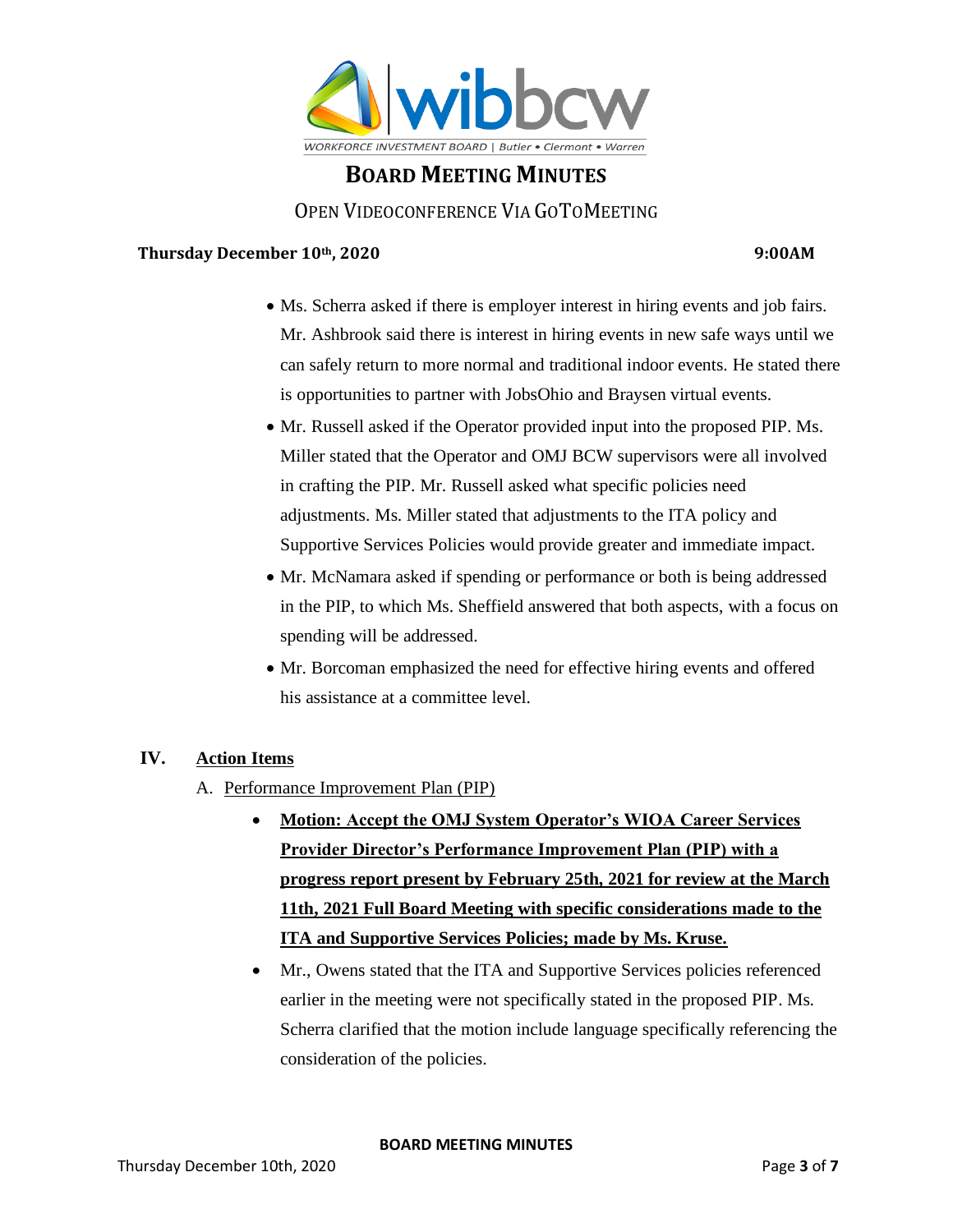- Ms. Scherra asked if there is employer interest in hiring events and job fairs. Mr. Ashbrook said there is interest in hiring events in new safe ways until we can safely return to more normal and traditional indoor events. He stated there is opportunities to partner with JobsOhio and Braysen virtual events.
- Mr. Russell asked if the Operator provided input into the proposed PIP. Ms. Miller stated that the Operator and OMJ BCW supervisors were all involved in crafting the PIP. Mr. Russell asked what specific policies need adjustments. Ms. Miller stated that adjustments to the ITA policy and Supportive Services Policies would provide greater and immediate impact.
- Mr. McNamara asked if spending or performance or both is being addressed in the PIP, to which Ms. Sheffield answered that both aspects, with a focus on spending will be addressed.
- Mr. Borcoman emphasized the need for effective hiring events and offered his assistance at a committee level.

## IV. Action Items

A. Performance Improvement Plan (PIP)

- **Motion: Accept the OMJ System Operator's WIOA Career Services Provider Director's Performance Improvement Plan (PIP) with a progress report present by February 25th, 2021 for review at the March 11th, 2021 Full Board Meeting with specific considerations made to the ITA and Supportive Services Policies; made by Ms. Kruse.**
- Mr., Owens stated that the ITA and Supportive Services policies referenced earlier in the meeting were not specifically stated in the proposed PIP. Ms. Scherra clarified that the motion include language specifically referencing the consideration of the policies.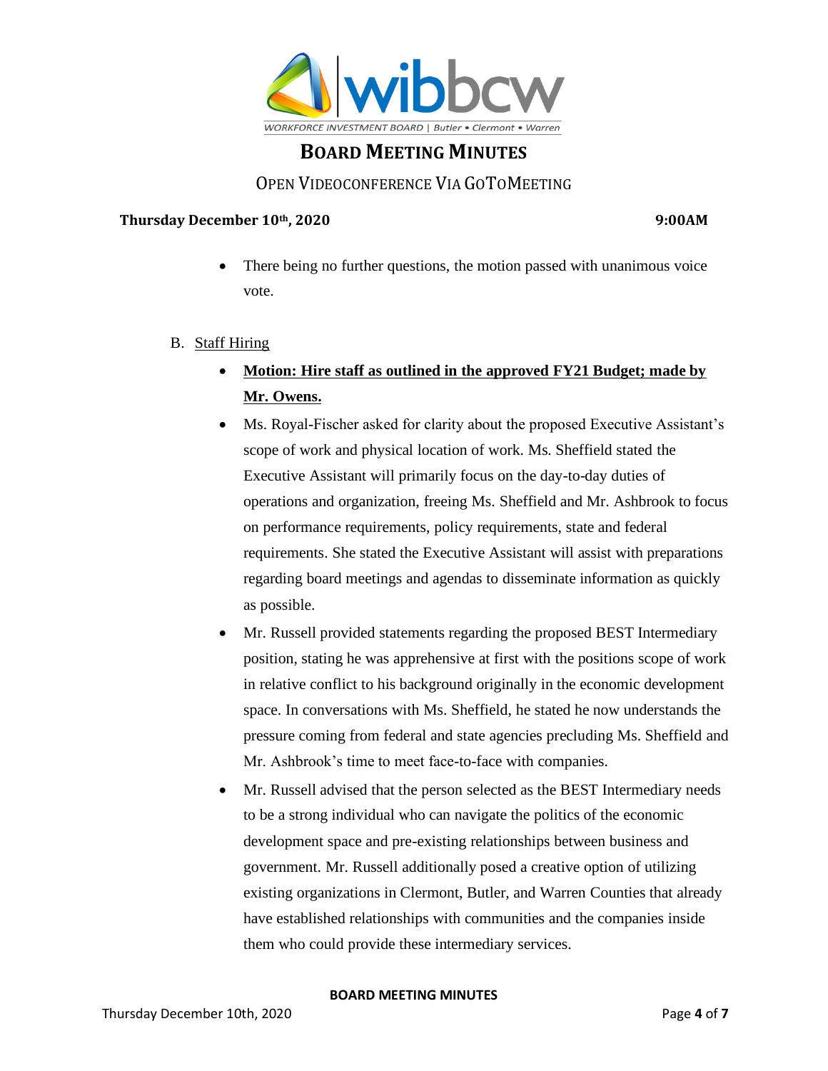- There being no further questions, the motion passed with unanimous voice vote.

B. Staff Hiring

- **Motion: Hire staff as outlined in the approved FY21 Budget; made by Mr. Owens.**
- Ms. Royal-Fischer asked for clarity about the proposed Executive Assistant's scope of work and physical location of work. Ms. Sheffield stated the Executive Assistant will primarily focus on the day-to-day duties of operations and organization, freeing Ms. Sheffield and Mr. Ashbrook to focus on performance requirements, policy requirements, state and federal requirements. She stated the Executive Assistant will assist with preparations regarding board meetings and agendas to disseminate information as quickly as possible.
- Mr. Russell provided statements regarding the proposed BEST Intermediary position, stating he was apprehensive at first with the positions scope of work in relative conflict to his background originally in the economic development space. In conversations with Ms. Sheffield, he stated he now understands the pressure coming from federal and state agencies precluding Ms. Sheffield and Mr. Ashbrook's time to meet face-to-face with companies.
- Mr. Russell advised that the person selected as the BEST Intermediary needs to be a strong individual who can navigate the politics of the economic development space and pre-existing relationships between business and government. Mr. Russell additionally posed a creative option of utilizing existing organizations in Clermont, Butler, and Warren Counties that already have established relationships with communities and the companies inside them who could provide these intermediary services.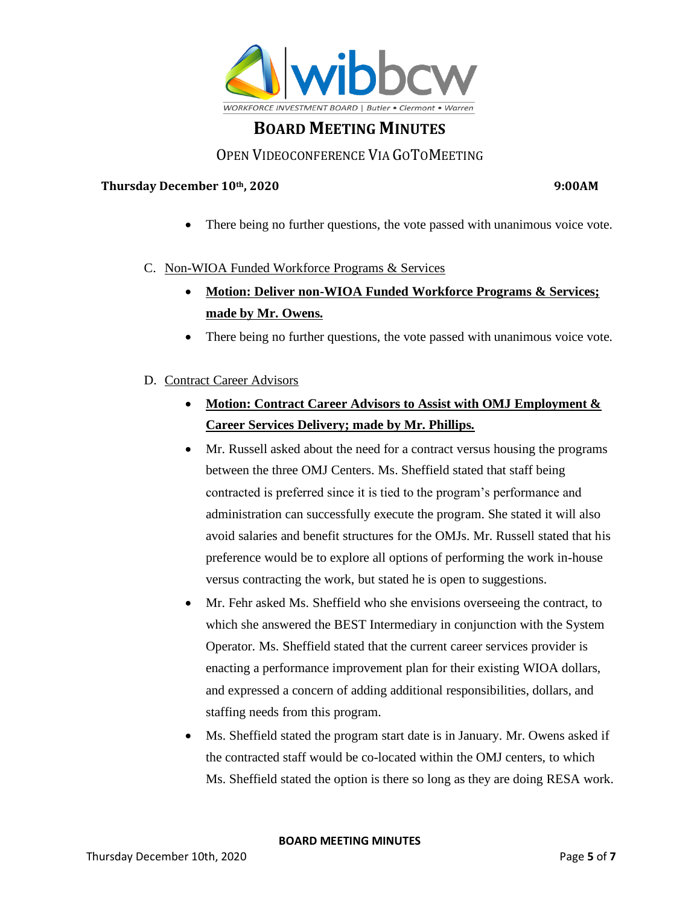- There being no further questions, the vote passed with unanimous voice vote.

C. Non-WIOA Funded Workforce Programs & Services

- **Motion: Deliver non-WIOA Funded Workforce Programs & Services; made by Mr. Owens.**
- There being no further questions, the vote passed with unanimous voice vote.

D. Contract Career Advisors

- **Motion: Contract Career Advisors to Assist with OMJ Employment & Career Services Delivery; made by Mr. Phillips.**
- Mr. Russell asked about the need for a contract versus housing the programs between the three OMJ Centers. Ms. Sheffield stated that staff being contracted is preferred since it is tied to the program's performance and administration can successfully execute the program. She stated it will also avoid salaries and benefit structures for the OMJs. Mr. Russell stated that his preference would be to explore all options of performing the work in-house versus contracting the work, but stated he is open to suggestions.
- Mr. Fehr asked Ms. Sheffield who she envisions overseeing the contract, to which she answered the BEST Intermediary in conjunction with the System Operator. Ms. Sheffield stated that the current career services provider is enacting a performance improvement plan for their existing WIOA dollars, and expressed a concern of adding additional responsibilities, dollars, and staffing needs from this program.
- Ms. Sheffield stated the program start date is in January. Mr. Owens asked if the contracted staff would be co-located within the OMJ centers, to which Ms. Sheffield stated the option is there so long as they are doing RESA work.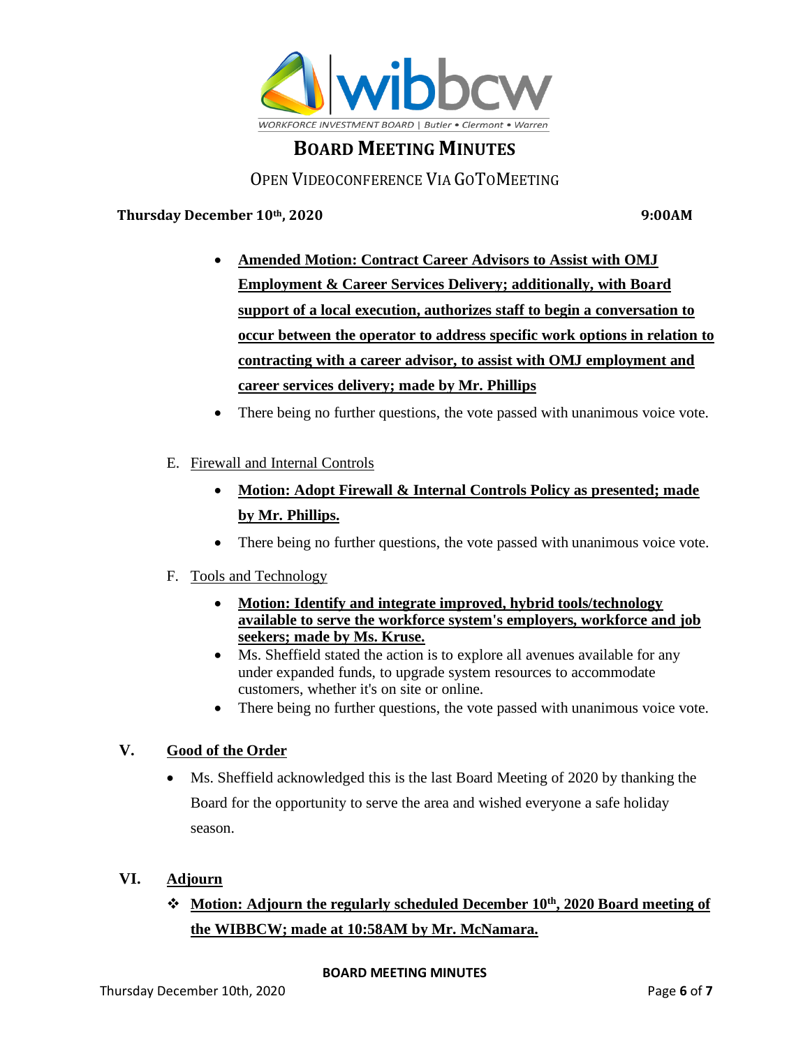- **Amended Motion: Contract Career Advisors to Assist with OMJ Employment & Career Services Delivery; additionally, with Board support of a local execution, authorizes staff to begin a conversation to occur between the operator to address specific work options in relation to contracting with a career advisor, to assist with OMJ employment and career services delivery; made by Mr. Phillips**
- There being no further questions, the vote passed with unanimous voice vote.

E. Firewall and Internal Controls

- **Motion: Adopt Firewall & Internal Controls Policy as presented; made by Mr. Phillips.**
- There being no further questions, the vote passed with unanimous voice vote.

F. Tools and Technology

- **Motion: Identify and integrate improved, hybrid tools/technology available to serve the workforce system's employers, workforce and job seekers; made by Ms. Kruse.**
- Ms. Sheffield stated the action is to explore all avenues available for any under expanded funds, to upgrade system resources to accommodate customers, whether it's on site or online.
- There being no further questions, the vote passed with unanimous voice vote.

## V. Good of the Order

- Ms. Sheffield acknowledged this is the last Board Meeting of 2020 by thanking the Board for the opportunity to serve the area and wished everyone a safe holiday season.

## VI. Adjourn

- **Motion: Adjourn the regularly scheduled December 10th, 2020 Board meeting of the WIBBCW; made at 10:58AM by Mr. McNamara.**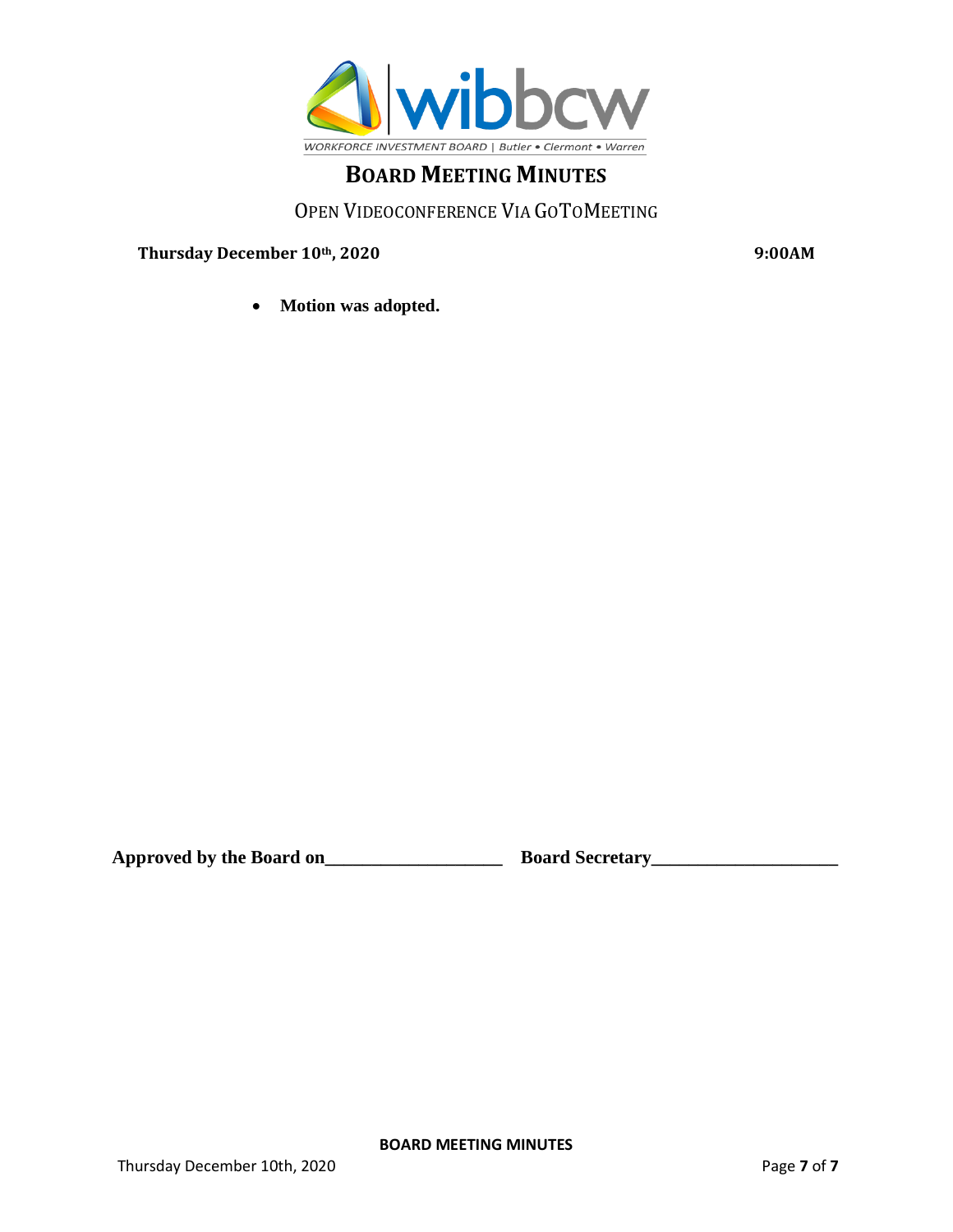- **Motion was adopted.**

**Approved by the Board on____________________ Board Secretary____________________**